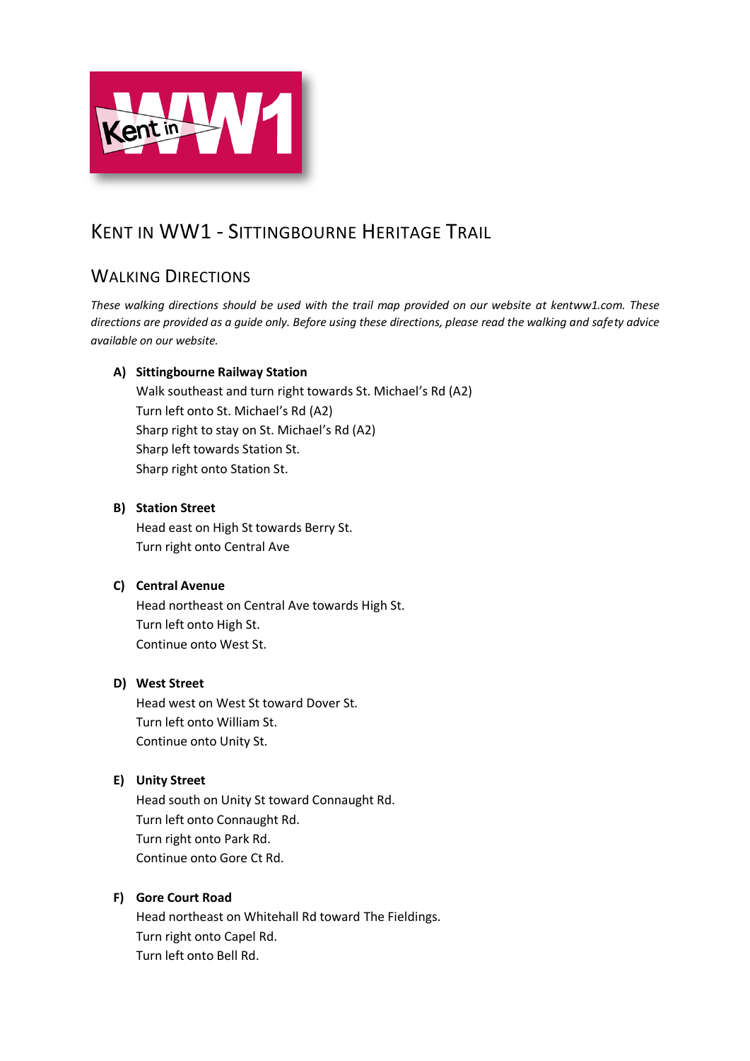# Kent in WW1 - Sittingbourne Heritage Trail

## Walking Directions

*These walking directions should be used with the trail map provided on our website at kentww1.com. These directions are provided as a guide only. Before using these directions, please read the walking and safety advice available on our website.*

**A) Sittingbourne Railway Station**

Walk southeast and turn right towards St. Michael's Rd (A2)
Turn left onto St. Michael's Rd (A2)
Sharp right to stay on St. Michael's Rd (A2)
Sharp left towards Station St.
Sharp right onto Station St.

**B) Station Street**

Head east on High St towards Berry St.
Turn right onto Central Ave

**C) Central Avenue**

Head northeast on Central Ave towards High St.
Turn left onto High St.
Continue onto West St.

**D) West Street**

Head west on West St toward Dover St.
Turn left onto William St.
Continue onto Unity St.

**E) Unity Street**

Head south on Unity St toward Connaught Rd.
Turn left onto Connaught Rd.
Turn right onto Park Rd.
Continue onto Gore Ct Rd.

**F) Gore Court Road**

Head northeast on Whitehall Rd toward The Fieldings.
Turn right onto Capel Rd.
Turn left onto Bell Rd.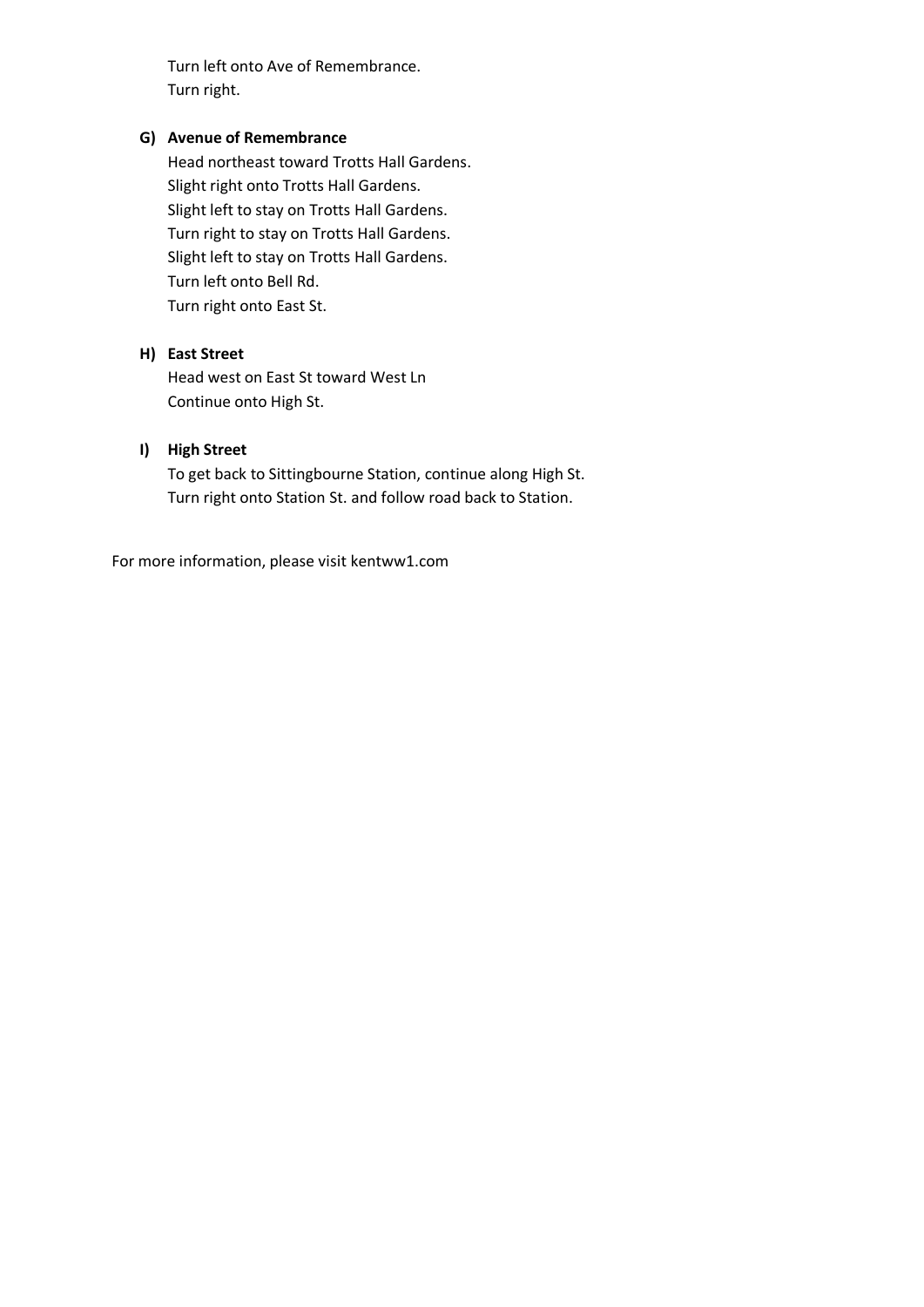Turn left onto Ave of Remembrance.
Turn right.

**G) Avenue of Remembrance**

Head northeast toward Trotts Hall Gardens.
Slight right onto Trotts Hall Gardens.
Slight left to stay on Trotts Hall Gardens.
Turn right to stay on Trotts Hall Gardens.
Slight left to stay on Trotts Hall Gardens.
Turn left onto Bell Rd.
Turn right onto East St.

**H) East Street**

Head west on East St toward West Ln
Continue onto High St.

**I) High Street**

To get back to Sittingbourne Station, continue along High St.
Turn right onto Station St. and follow road back to Station.

For more information, please visit kentww1.com